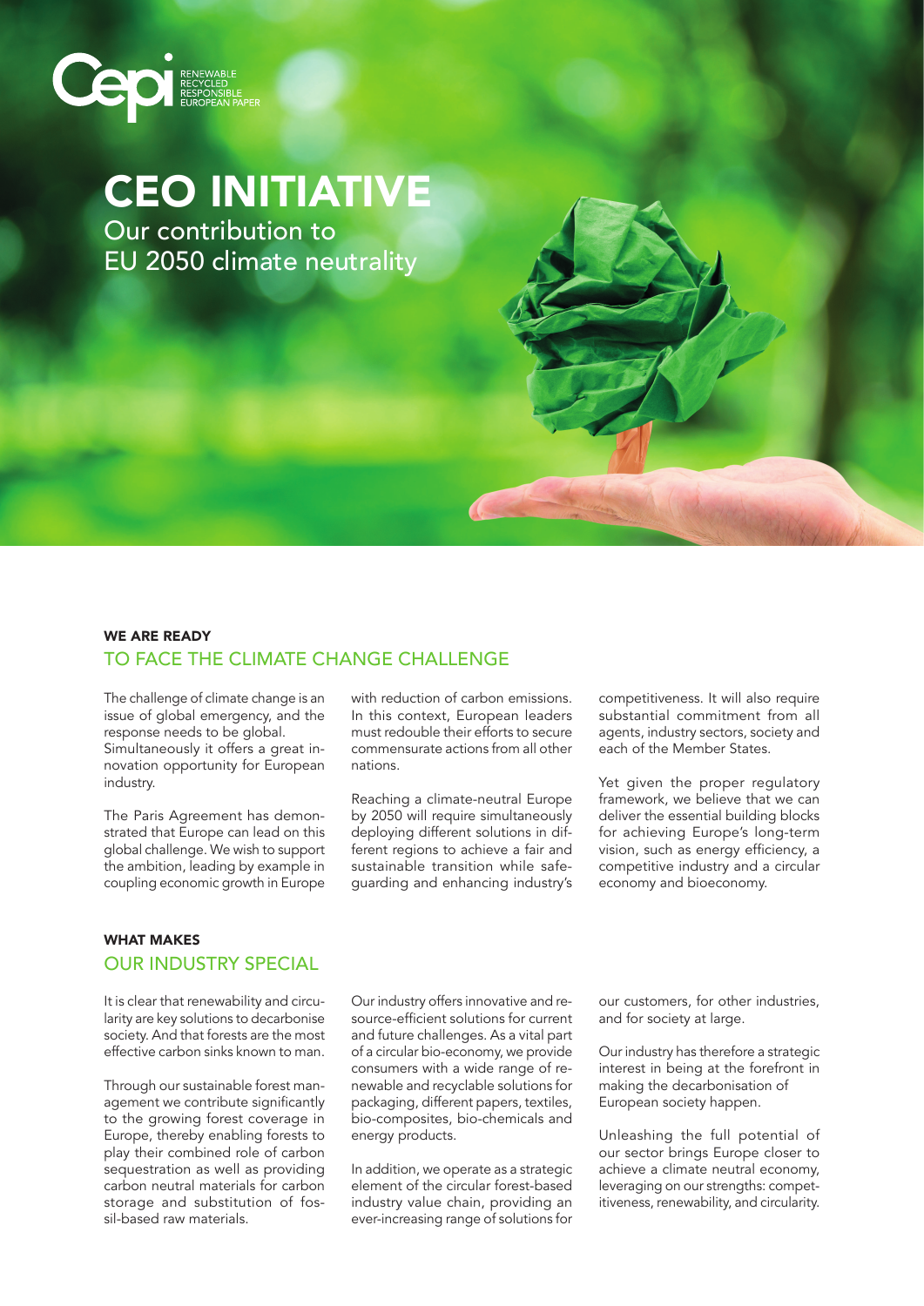Cepi RENEWABLE RECYCLED RESPONSIBLE EUROPEAN PAPER

# CEO INITIATIVE

## Our contribution to EU 2050 climate neutrality

### WE ARE READY
### TO FACE THE CLIMATE CHANGE CHALLENGE

The challenge of climate change is an issue of global emergency, and the response needs to be global. Simultaneously it offers a great innovation opportunity for European industry.

The Paris Agreement has demonstrated that Europe can lead on this global challenge. We wish to support the ambition, leading by example in coupling economic growth in Europe with reduction of carbon emissions. In this context, European leaders must redouble their efforts to secure commensurate actions from all other nations.

Reaching a climate-neutral Europe by 2050 will require simultaneously deploying different solutions in different regions to achieve a fair and sustainable transition while safeguarding and enhancing industry's competitiveness. It will also require substantial commitment from all agents, industry sectors, society and each of the Member States.

Yet given the proper regulatory framework, we believe that we can deliver the essential building blocks for achieving Europe's long-term vision, such as energy efficiency, a competitive industry and a circular economy and bioeconomy.

### WHAT MAKES
### OUR INDUSTRY SPECIAL

It is clear that renewability and circularity are key solutions to decarbonise society. And that forests are the most effective carbon sinks known to man.

Through our sustainable forest management we contribute significantly to the growing forest coverage in Europe, thereby enabling forests to play their combined role of carbon sequestration as well as providing carbon neutral materials for carbon storage and substitution of fossil-based raw materials.

Our industry offers innovative and resource-efficient solutions for current and future challenges. As a vital part of a circular bio-economy, we provide consumers with a wide range of renewable and recyclable solutions for packaging, different papers, textiles, bio-composites, bio-chemicals and energy products.

In addition, we operate as a strategic element of the circular forest-based industry value chain, providing an ever-increasing range of solutions for our customers, for other industries, and for society at large.

Our industry has therefore a strategic interest in being at the forefront in making the decarbonisation of European society happen.

Unleashing the full potential of our sector brings Europe closer to achieve a climate neutral economy, leveraging on our strengths: competitiveness, renewability, and circularity.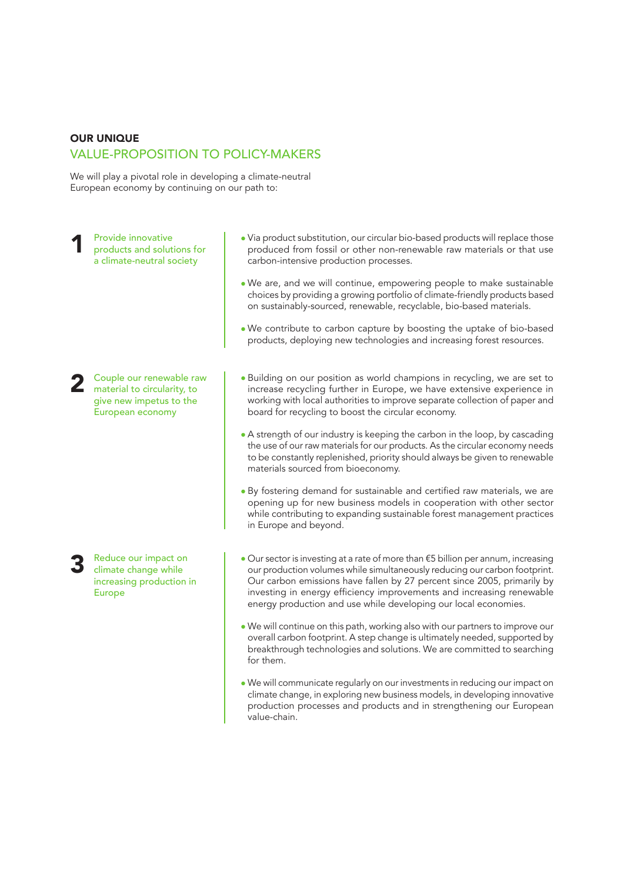## OUR UNIQUE
## VALUE-PROPOSITION TO POLICY-MAKERS

We will play a pivotal role in developing a climate-neutral European economy by continuing on our path to:

### 1 Provide innovative products and solutions for a climate-neutral society

- Via product substitution, our circular bio-based products will replace those produced from fossil or other non-renewable raw materials or that use carbon-intensive production processes.
- We are, and we will continue, empowering people to make sustainable choices by providing a growing portfolio of climate-friendly products based on sustainably-sourced, renewable, recyclable, bio-based materials.
- We contribute to carbon capture by boosting the uptake of bio-based products, deploying new technologies and increasing forest resources.

### 2 Couple our renewable raw material to circularity, to give new impetus to the European economy

- Building on our position as world champions in recycling, we are set to increase recycling further in Europe, we have extensive experience in working with local authorities to improve separate collection of paper and board for recycling to boost the circular economy.
- A strength of our industry is keeping the carbon in the loop, by cascading the use of our raw materials for our products. As the circular economy needs to be constantly replenished, priority should always be given to renewable materials sourced from bioeconomy.
- By fostering demand for sustainable and certified raw materials, we are opening up for new business models in cooperation with other sector while contributing to expanding sustainable forest management practices in Europe and beyond.

### 3 Reduce our impact on climate change while increasing production in Europe

- Our sector is investing at a rate of more than €5 billion per annum, increasing our production volumes while simultaneously reducing our carbon footprint. Our carbon emissions have fallen by 27 percent since 2005, primarily by investing in energy efficiency improvements and increasing renewable energy production and use while developing our local economies.
- We will continue on this path, working also with our partners to improve our overall carbon footprint. A step change is ultimately needed, supported by breakthrough technologies and solutions. We are committed to searching for them.
- We will communicate regularly on our investments in reducing our impact on climate change, in exploring new business models, in developing innovative production processes and products and in strengthening our European value-chain.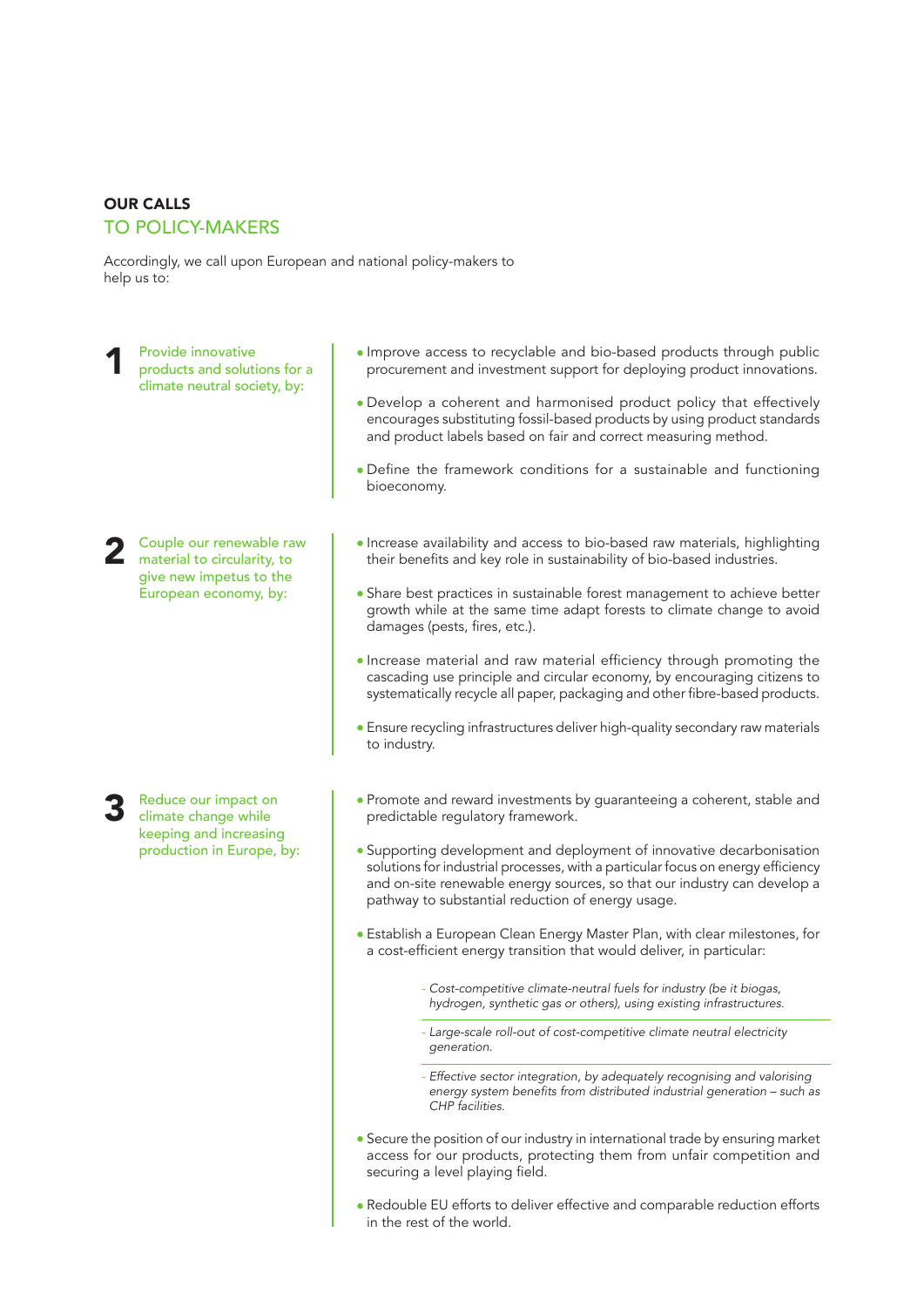## OUR CALLS
## TO POLICY-MAKERS

Accordingly, we call upon European and national policy-makers to help us to:

### 1 Provide innovative products and solutions for a climate neutral society, by:

- Improve access to recyclable and bio-based products through public procurement and investment support for deploying product innovations.
- Develop a coherent and harmonised product policy that effectively encourages substituting fossil-based products by using product standards and product labels based on fair and correct measuring method.
- Define the framework conditions for a sustainable and functioning bioeconomy.

### 2 Couple our renewable raw material to circularity, to give new impetus to the European economy, by:

- Increase availability and access to bio-based raw materials, highlighting their benefits and key role in sustainability of bio-based industries.
- Share best practices in sustainable forest management to achieve better growth while at the same time adapt forests to climate change to avoid damages (pests, fires, etc.).
- Increase material and raw material efficiency through promoting the cascading use principle and circular economy, by encouraging citizens to systematically recycle all paper, packaging and other fibre-based products.
- Ensure recycling infrastructures deliver high-quality secondary raw materials to industry.

### 3 Reduce our impact on climate change while keeping and increasing production in Europe, by:

- Promote and reward investments by guaranteeing a coherent, stable and predictable regulatory framework.
- Supporting development and deployment of innovative decarbonisation solutions for industrial processes, with a particular focus on energy efficiency and on-site renewable energy sources, so that our industry can develop a pathway to substantial reduction of energy usage.
- Establish a European Clean Energy Master Plan, with clear milestones, for a cost-efficient energy transition that would deliver, in particular:
  - *Cost-competitive climate-neutral fuels for industry (be it biogas, hydrogen, synthetic gas or others), using existing infrastructures.*
  - *Large-scale roll-out of cost-competitive climate neutral electricity generation.*
  - *Effective sector integration, by adequately recognising and valorising energy system benefits from distributed industrial generation – such as CHP facilities.*
- Secure the position of our industry in international trade by ensuring market access for our products, protecting them from unfair competition and securing a level playing field.
- Redouble EU efforts to deliver effective and comparable reduction efforts in the rest of the world.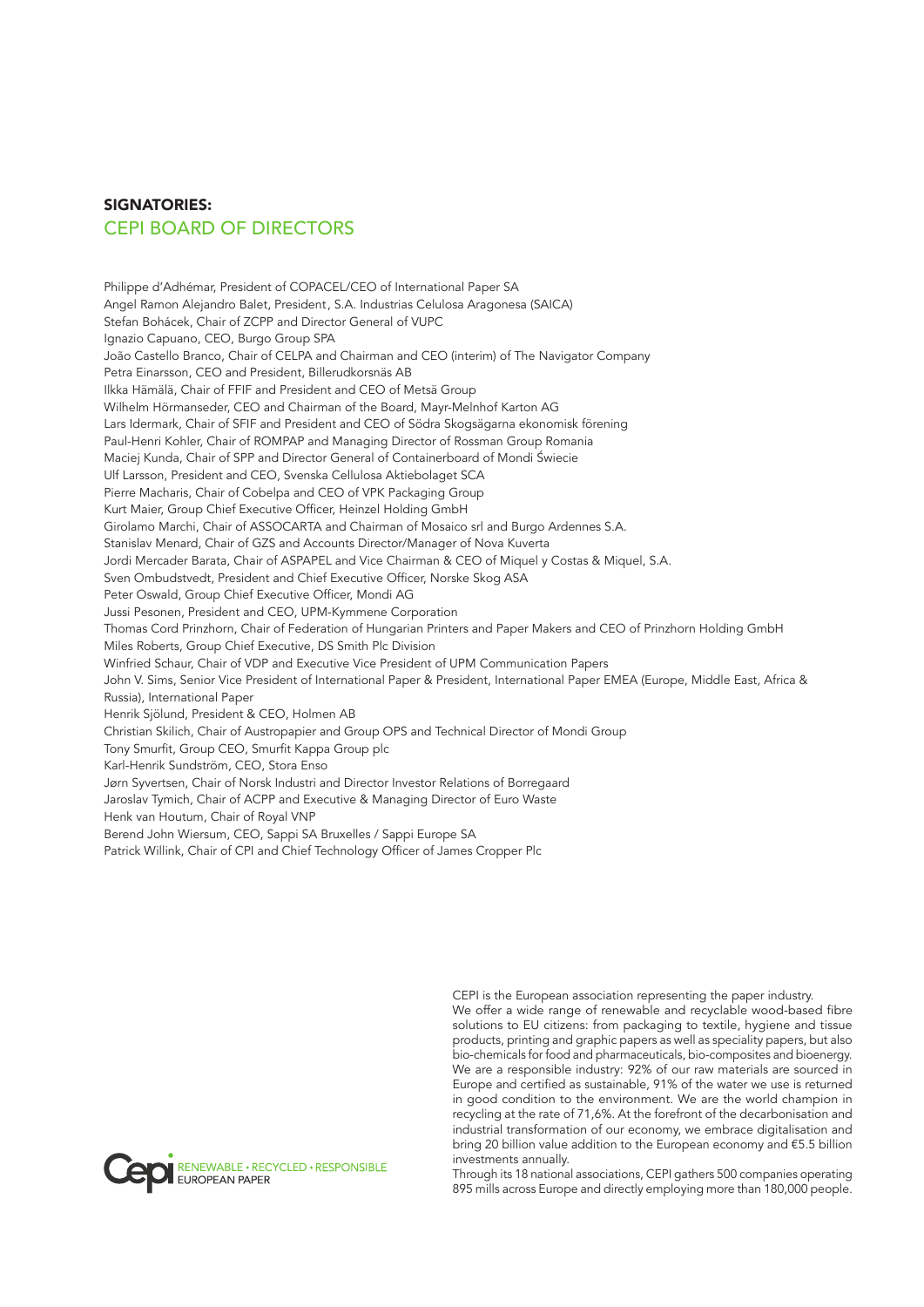## SIGNATORIES:
## CEPI BOARD OF DIRECTORS

Philippe d'Adhémar, President of COPACEL/CEO of International Paper SA
Angel Ramon Alejandro Balet, President, S.A. Industrias Celulosa Aragonesa (SAICA)
Stefan Bohácek, Chair of ZCPP and Director General of VUPC
Ignazio Capuano, CEO, Burgo Group SPA
João Castello Branco, Chair of CELPA and Chairman and CEO (interim) of The Navigator Company
Petra Einarsson, CEO and President, Billerudkorsnäs AB
Ilkka Hämälä, Chair of FFIF and President and CEO of Metsä Group
Wilhelm Hörmanseder, CEO and Chairman of the Board, Mayr-Melnhof Karton AG
Lars Idermark, Chair of SFIF and President and CEO of Södra Skogsägarna ekonomisk förening
Paul-Henri Kohler, Chair of ROMPAP and Managing Director of Rossman Group Romania
Maciej Kunda, Chair of SPP and Director General of Containerboard of Mondi Świecie
Ulf Larsson, President and CEO, Svenska Cellulosa Aktiebolaget SCA
Pierre Macharis, Chair of Cobelpa and CEO of VPK Packaging Group
Kurt Maier, Group Chief Executive Officer, Heinzel Holding GmbH
Girolamo Marchi, Chair of ASSOCARTA and Chairman of Mosaico srl and Burgo Ardennes S.A.
Stanislav Menard, Chair of GZS and Accounts Director/Manager of Nova Kuverta
Jordi Mercader Barata, Chair of ASPAPEL and Vice Chairman & CEO of Miquel y Costas & Miquel, S.A.
Sven Ombudstvedt, President and Chief Executive Officer, Norske Skog ASA
Peter Oswald, Group Chief Executive Officer, Mondi AG
Jussi Pesonen, President and CEO, UPM-Kymmene Corporation
Thomas Cord Prinzhorn, Chair of Federation of Hungarian Printers and Paper Makers and CEO of Prinzhorn Holding GmbH
Miles Roberts, Group Chief Executive, DS Smith Plc Division
Winfried Schaur, Chair of VDP and Executive Vice President of UPM Communication Papers
John V. Sims, Senior Vice President of International Paper & President, International Paper EMEA (Europe, Middle East, Africa & Russia), International Paper
Henrik Sjölund, President & CEO, Holmen AB
Christian Skilich, Chair of Austropapier and Group OPS and Technical Director of Mondi Group
Tony Smurfit, Group CEO, Smurfit Kappa Group plc
Karl-Henrik Sundström, CEO, Stora Enso
Jørn Syvertsen, Chair of Norsk Industri and Director Investor Relations of Borregaard
Jaroslav Tymich, Chair of ACPP and Executive & Managing Director of Euro Waste
Henk van Houtum, Chair of Royal VNP
Berend John Wiersum, CEO, Sappi SA Bruxelles / Sappi Europe SA
Patrick Willink, Chair of CPI and Chief Technology Officer of James Cropper Plc

Cepi RENEWABLE • RECYCLED • RESPONSIBLE EUROPEAN PAPER

CEPI is the European association representing the paper industry.
We offer a wide range of renewable and recyclable wood-based fibre solutions to EU citizens: from packaging to textile, hygiene and tissue products, printing and graphic papers as well as speciality papers, but also bio-chemicals for food and pharmaceuticals, bio-composites and bioenergy. We are a responsible industry: 92% of our raw materials are sourced in Europe and certified as sustainable, 91% of the water we use is returned in good condition to the environment. We are the world champion in recycling at the rate of 71,6%. At the forefront of the decarbonisation and industrial transformation of our economy, we embrace digitalisation and bring 20 billion value addition to the European economy and €5.5 billion investments annually.
Through its 18 national associations, CEPI gathers 500 companies operating 895 mills across Europe and directly employing more than 180,000 people.